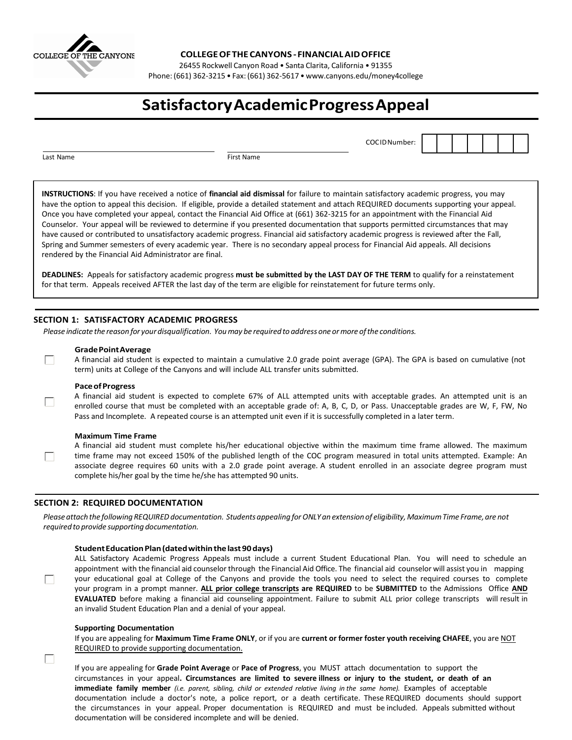**COLLEGE OF THE CANYONS - FINANCIAL AID OFFICE**

26455 Rockwell Canyon Road • Santa Clarita, California • 91355

Phone: (661) 362-3215 • Fax: (661) 362-5617 • www.canyons.edu/money4college

# Satisfactory Academic Progress Appeal

Last Name \_\_\_\_\_\_\_\_\_\_\_\_\_\_\_\_ First Name \_\_\_\_\_\_\_\_\_\_\_\_\_\_\_\_ COC ID Number: ☐☐☐☐☐☐☐

**INSTRUCTIONS**: If you have received a notice of **financial aid dismissal** for failure to maintain satisfactory academic progress, you may have the option to appeal this decision. If eligible, provide a detailed statement and attach REQUIRED documents supporting your appeal. Once you have completed your appeal, contact the Financial Aid Office at (661) 362-3215 for an appointment with the Financial Aid Counselor. Your appeal will be reviewed to determine if you presented documentation that supports permitted circumstances that may have caused or contributed to unsatisfactory academic progress. Financial aid satisfactory academic progress is reviewed after the Fall, Spring and Summer semesters of every academic year. There is no secondary appeal process for Financial Aid appeals. All decisions rendered by the Financial Aid Administrator are final.

**DEADLINES:** Appeals for satisfactory academic progress **must be submitted by the LAST DAY OF THE TERM** to qualify for a reinstatement for that term. Appeals received AFTER the last day of the term are eligible for reinstatement for future terms only.

## SECTION 1: SATISFACTORY ACADEMIC PROGRESS

*Please indicate the reason for your disqualification. You may be required to address one or more of the conditions.*

☐ **Grade Point Average**
A financial aid student is expected to maintain a cumulative 2.0 grade point average (GPA). The GPA is based on cumulative (not term) units at College of the Canyons and will include ALL transfer units submitted.

☐ **Pace of Progress**
A financial aid student is expected to complete 67% of ALL attempted units with acceptable grades. An attempted unit is an enrolled course that must be completed with an acceptable grade of: A, B, C, D, or Pass. Unacceptable grades are W, F, FW, No Pass and Incomplete. A repeated course is an attempted unit even if it is successfully completed in a later term.

☐ **Maximum Time Frame**
A financial aid student must complete his/her educational objective within the maximum time frame allowed. The maximum time frame may not exceed 150% of the published length of the COC program measured in total units attempted. Example: An associate degree requires 60 units with a 2.0 grade point average. A student enrolled in an associate degree program must complete his/her goal by the time he/she has attempted 90 units.

## SECTION 2: REQUIRED DOCUMENTATION

*Please attach the following REQUIRED documentation. Students appealing for ONLY an extension of eligibility, Maximum Time Frame, are not required to provide supporting documentation.*

☐ **Student Education Plan (dated within the last 90 days)**
ALL Satisfactory Academic Progress Appeals must include a current Student Educational Plan. You will need to schedule an appointment with the financial aid counselor through the Financial Aid Office. The financial aid counselor will assist you in mapping your educational goal at College of the Canyons and provide the tools you need to select the required courses to complete your program in a prompt manner. **ALL prior college transcripts are REQUIRED** to be **SUBMITTED** to the Admissions Office **AND EVALUATED** before making a financial aid counseling appointment. Failure to submit ALL prior college transcripts will result in an invalid Student Education Plan and a denial of your appeal.

☐ **Supporting Documentation**
If you are appealing for **Maximum Time Frame ONLY**, or if you are **current or former foster youth receiving CHAFEE**, you are NOT REQUIRED to provide supporting documentation.

If you are appealing for **Grade Point Average** or **Pace of Progress**, you MUST attach documentation to support the circumstances in your appeal**. Circumstances are limited to severe illness or injury to the student, or death of an immediate family member** *(i.e. parent, sibling, child or extended relative living in the same home).* Examples of acceptable documentation include a doctor's note, a police report, or a death certificate. These REQUIRED documents should support the circumstances in your appeal. Proper documentation is REQUIRED and must be included. Appeals submitted without documentation will be considered incomplete and will be denied.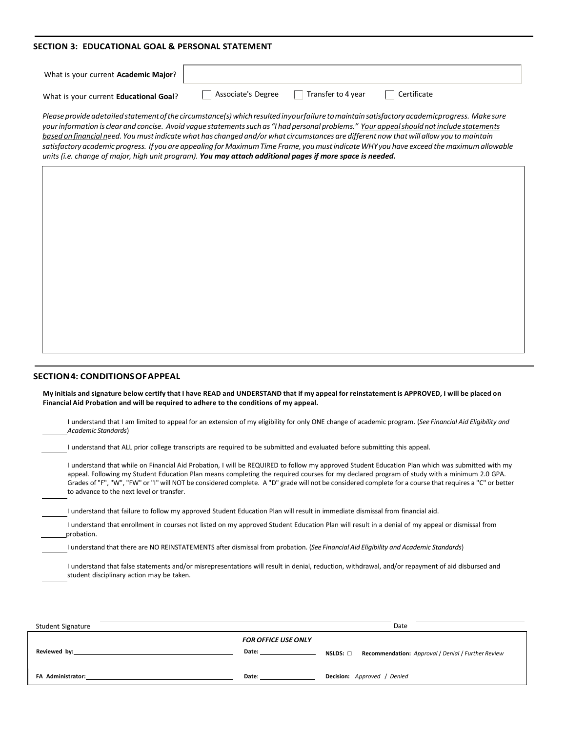## SECTION 3: EDUCATIONAL GOAL & PERSONAL STATEMENT

What is your current **Academic Major**?

What is your current **Educational Goal**? ☐ Associate's Degree ☐ Transfer to 4 year ☐ Certificate

*Please provide a detailed statement of the circumstance(s) which resulted in your failure to maintain satisfactory academic progress. Make sure your information is clear and concise. Avoid vague statements such as "I had personal problems." <u>Your appeal should not include statements based on financial need</u>. You must indicate what has changed and/or what circumstances are different now that will allow you to maintain satisfactory academic progress. If you are appealing for Maximum Time Frame, you must indicate WHY you have exceed the maximum allowable units (i.e. change of major, high unit program).* ***You may attach additional pages if more space is needed.***

## SECTION 4: CONDITIONS OF APPEAL

**My initials and signature below certify that I have READ and UNDERSTAND that if my appeal for reinstatement is APPROVED, I will be placed on Financial Aid Probation and will be required to adhere to the conditions of my appeal.**

_______ I understand that I am limited to appeal for an extension of my eligibility for only ONE change of academic program. (*See Financial Aid Eligibility and Academic Standards*)

_______ I understand that ALL prior college transcripts are required to be submitted and evaluated before submitting this appeal.

_______ I understand that while on Financial Aid Probation, I will be REQUIRED to follow my approved Student Education Plan which was submitted with my appeal. Following my Student Education Plan means completing the required courses for my declared program of study with a minimum 2.0 GPA. Grades of "F", "W", "FW" or "I" will NOT be considered complete. A "D" grade will not be considered complete for a course that requires a "C" or better to advance to the next level or transfer.

_______ I understand that failure to follow my approved Student Education Plan will result in immediate dismissal from financial aid.

_______ I understand that enrollment in courses not listed on my approved Student Education Plan will result in a denial of my appeal or dismissal from probation.

_______ I understand that there are NO REINSTATEMENTS after dismissal from probation. (*See Financial Aid Eligibility and Academic Standards*)

_______ I understand that false statements and/or misrepresentations will result in denial, reduction, withdrawal, and/or repayment of aid disbursed and student disciplinary action may be taken.

Student Signature ______________________________ Date ______________

***FOR OFFICE USE ONLY***

**Reviewed by:** ______________________ **Date:** ____________ **NSLDS:** ☐ **Recommendation:** *Approval / Denial / Further Review*

**FA Administrator:** ______________________ **Date**: ____________ **Decision:** *Approved / Denied*